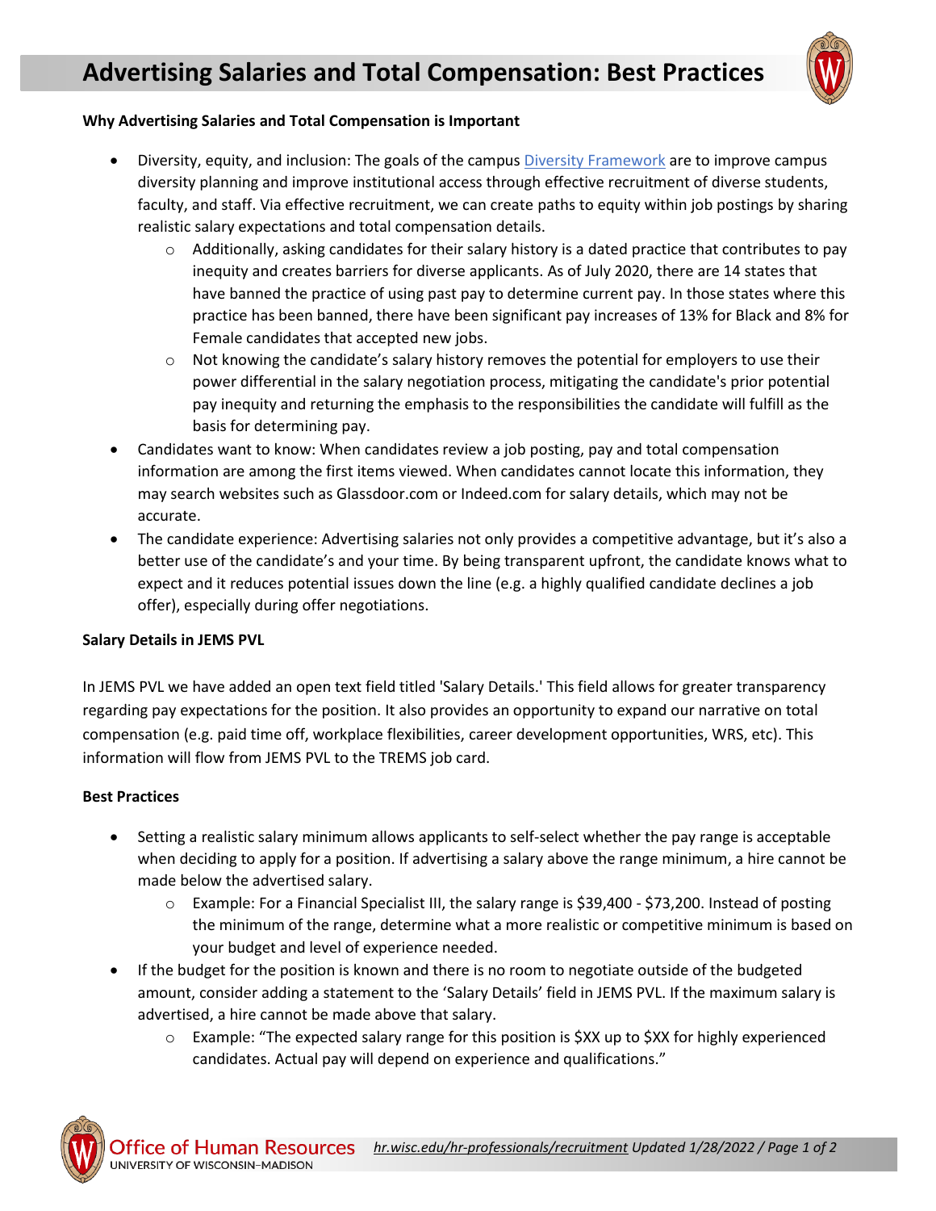# Advertising Salaries and Total Compensation: Best Practices

**Why Advertising Salaries and Total Compensation is Important**

- Diversity, equity, and inclusion: The goals of the campus Diversity Framework are to improve campus diversity planning and improve institutional access through effective recruitment of diverse students, faculty, and staff. Via effective recruitment, we can create paths to equity within job postings by sharing realistic salary expectations and total compensation details.
  - Additionally, asking candidates for their salary history is a dated practice that contributes to pay inequity and creates barriers for diverse applicants. As of July 2020, there are 14 states that have banned the practice of using past pay to determine current pay. In those states where this practice has been banned, there have been significant pay increases of 13% for Black and 8% for Female candidates that accepted new jobs.
  - Not knowing the candidate's salary history removes the potential for employers to use their power differential in the salary negotiation process, mitigating the candidate's prior potential pay inequity and returning the emphasis to the responsibilities the candidate will fulfill as the basis for determining pay.
- Candidates want to know: When candidates review a job posting, pay and total compensation information are among the first items viewed. When candidates cannot locate this information, they may search websites such as Glassdoor.com or Indeed.com for salary details, which may not be accurate.
- The candidate experience: Advertising salaries not only provides a competitive advantage, but it's also a better use of the candidate's and your time. By being transparent upfront, the candidate knows what to expect and it reduces potential issues down the line (e.g. a highly qualified candidate declines a job offer), especially during offer negotiations.

**Salary Details in JEMS PVL**

In JEMS PVL we have added an open text field titled 'Salary Details.' This field allows for greater transparency regarding pay expectations for the position. It also provides an opportunity to expand our narrative on total compensation (e.g. paid time off, workplace flexibilities, career development opportunities, WRS, etc). This information will flow from JEMS PVL to the TREMS job card.

**Best Practices**

- Setting a realistic salary minimum allows applicants to self-select whether the pay range is acceptable when deciding to apply for a position. If advertising a salary above the range minimum, a hire cannot be made below the advertised salary.
  - Example: For a Financial Specialist III, the salary range is $39,400 - $73,200. Instead of posting the minimum of the range, determine what a more realistic or competitive minimum is based on your budget and level of experience needed.
- If the budget for the position is known and there is no room to negotiate outside of the budgeted amount, consider adding a statement to the 'Salary Details' field in JEMS PVL. If the maximum salary is advertised, a hire cannot be made above that salary.
  - Example: "The expected salary range for this position is $XX up to $XX for highly experienced candidates. Actual pay will depend on experience and qualifications."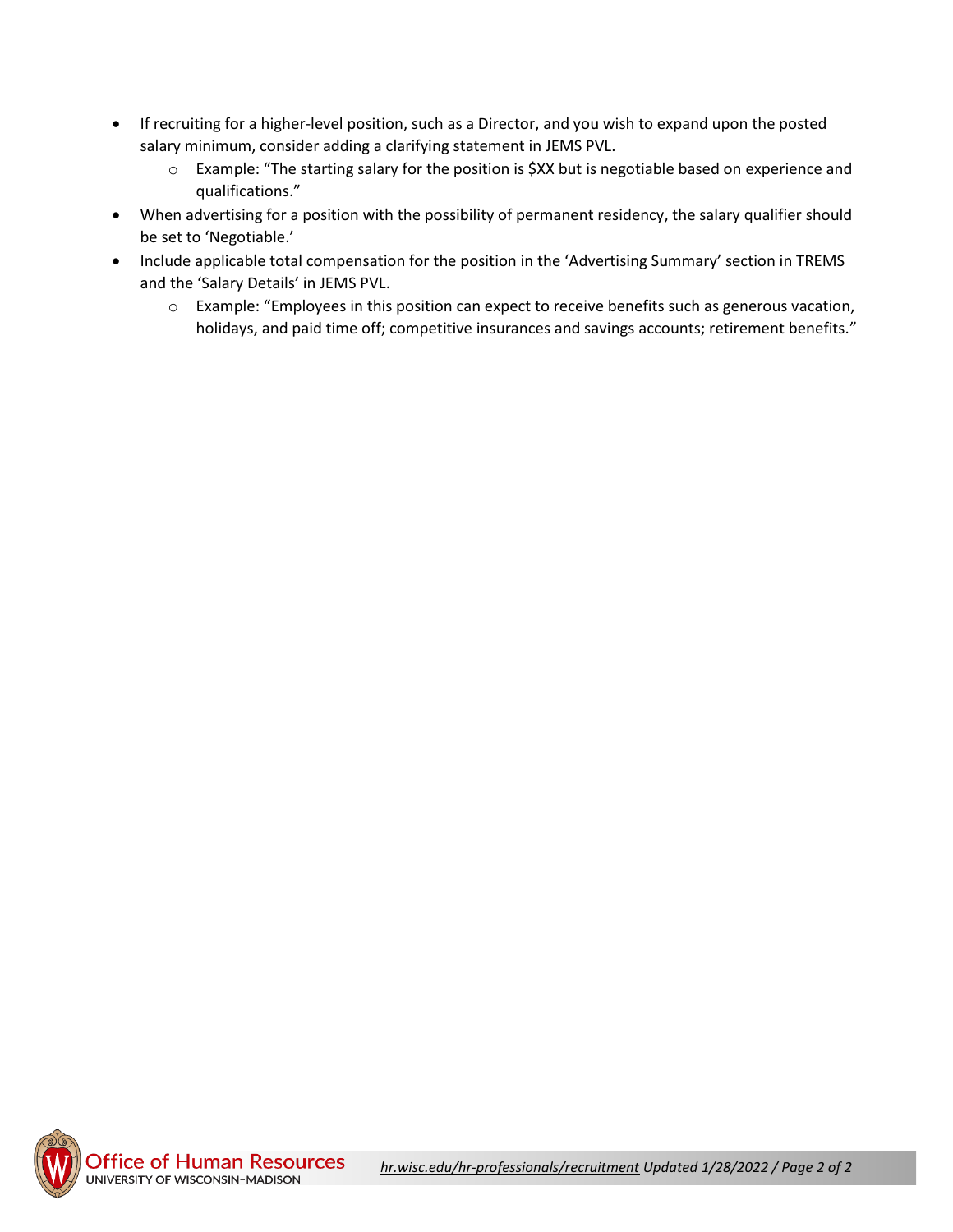- If recruiting for a higher-level position, such as a Director, and you wish to expand upon the posted salary minimum, consider adding a clarifying statement in JEMS PVL.
    - Example: "The starting salary for the position is $XX but is negotiable based on experience and qualifications."
- When advertising for a position with the possibility of permanent residency, the salary qualifier should be set to 'Negotiable.'
- Include applicable total compensation for the position in the 'Advertising Summary' section in TREMS and the 'Salary Details' in JEMS PVL.
    - Example: "Employees in this position can expect to receive benefits such as generous vacation, holidays, and paid time off; competitive insurances and savings accounts; retirement benefits."